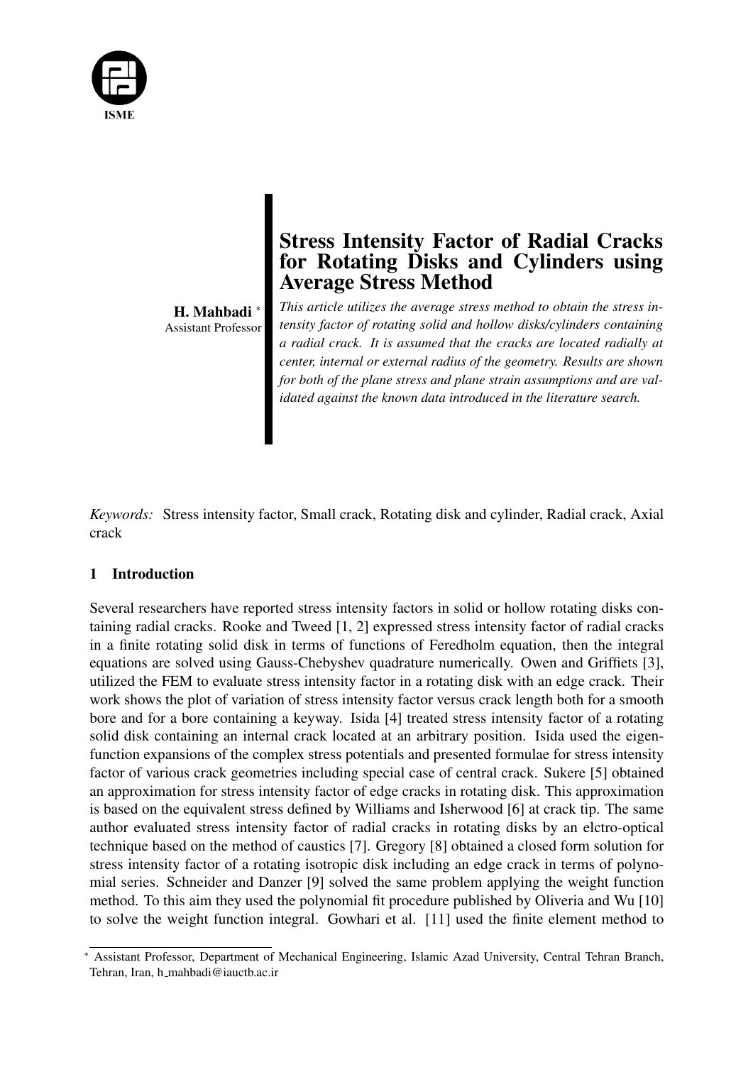# Stress Intensity Factor of Radial Cracks for Rotating Disks and Cylinders using Average Stress Method

**H. Mahbadi** *
Assistant Professor

*This article utilizes the average stress method to obtain the stress intensity factor of rotating solid and hollow disks/cylinders containing a radial crack. It is assumed that the cracks are located radially at center, internal or external radius of the geometry. Results are shown for both of the plane stress and plane strain assumptions and are validated against the known data introduced in the literature search.*

*Keywords:* Stress intensity factor, Small crack, Rotating disk and cylinder, Radial crack, Axial crack

## 1 Introduction

Several researchers have reported stress intensity factors in solid or hollow rotating disks containing radial cracks. Rooke and Tweed [1, 2] expressed stress intensity factor of radial cracks in a finite rotating solid disk in terms of functions of Feredholm equation, then the integral equations are solved using Gauss-Chebyshev quadrature numerically. Owen and Griffiets [3], utilized the FEM to evaluate stress intensity factor in a rotating disk with an edge crack. Their work shows the plot of variation of stress intensity factor versus crack length both for a smooth bore and for a bore containing a keyway. Isida [4] treated stress intensity factor of a rotating solid disk containing an internal crack located at an arbitrary position. Isida used the eigenfunction expansions of the complex stress potentials and presented formulae for stress intensity factor of various crack geometries including special case of central crack. Sukere [5] obtained an approximation for stress intensity factor of edge cracks in rotating disk. This approximation is based on the equivalent stress defined by Williams and Isherwood [6] at crack tip. The same author evaluated stress intensity factor of radial cracks in rotating disks by an elctro-optical technique based on the method of caustics [7]. Gregory [8] obtained a closed form solution for stress intensity factor of a rotating isotropic disk including an edge crack in terms of polynomial series. Schneider and Danzer [9] solved the same problem applying the weight function method. To this aim they used the polynomial fit procedure published by Oliveria and Wu [10] to solve the weight function integral. Gowhari et al. [11] used the finite element method to

---

* Assistant Professor, Department of Mechanical Engineering, Islamic Azad University, Central Tehran Branch, Tehran, Iran, h_mahbadi@iauctb.ac.ir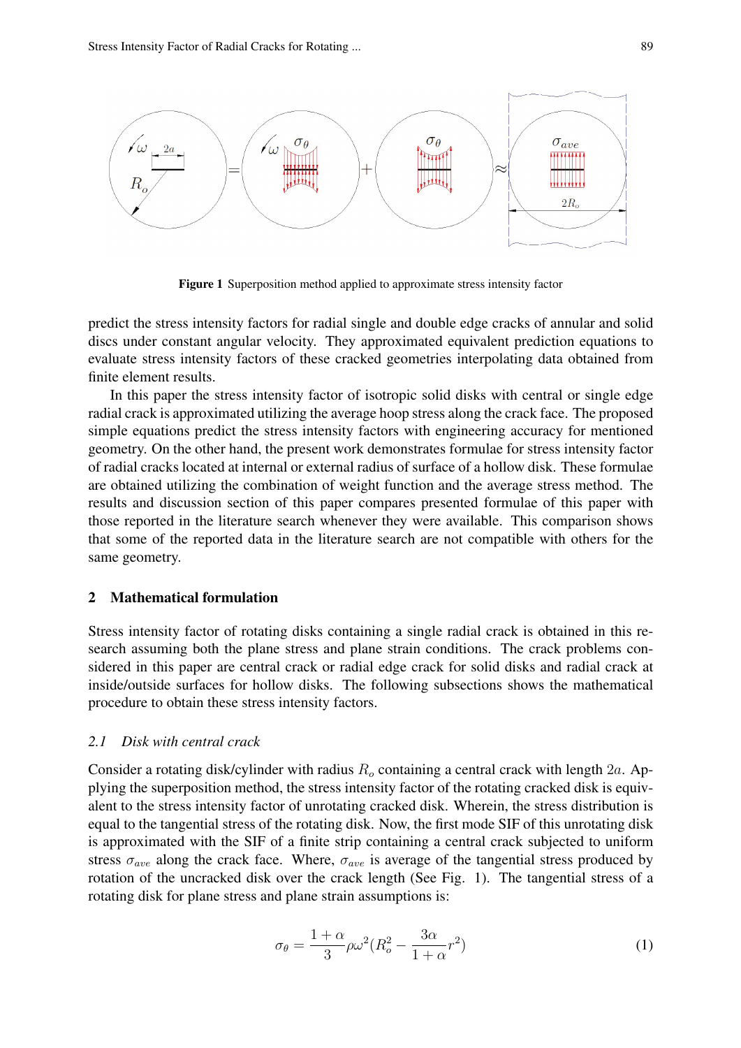Figure 1 Superposition method applied to approximate stress intensity factor

predict the stress intensity factors for radial single and double edge cracks of annular and solid discs under constant angular velocity. They approximated equivalent prediction equations to evaluate stress intensity factors of these cracked geometries interpolating data obtained from finite element results.

In this paper the stress intensity factor of isotropic solid disks with central or single edge radial crack is approximated utilizing the average hoop stress along the crack face. The proposed simple equations predict the stress intensity factors with engineering accuracy for mentioned geometry. On the other hand, the present work demonstrates formulae for stress intensity factor of radial cracks located at internal or external radius of surface of a hollow disk. These formulae are obtained utilizing the combination of weight function and the average stress method. The results and discussion section of this paper compares presented formulae of this paper with those reported in the literature search whenever they were available. This comparison shows that some of the reported data in the literature search are not compatible with others for the same geometry.

## 2 Mathematical formulation

Stress intensity factor of rotating disks containing a single radial crack is obtained in this research assuming both the plane stress and plane strain conditions. The crack problems considered in this paper are central crack or radial edge crack for solid disks and radial crack at inside/outside surfaces for hollow disks. The following subsections shows the mathematical procedure to obtain these stress intensity factors.

### *2.1 Disk with central crack*

Consider a rotating disk/cylinder with radius $R_o$ containing a central crack with length $2a$. Applying the superposition method, the stress intensity factor of the rotating cracked disk is equivalent to the stress intensity factor of unrotating cracked disk. Wherein, the stress distribution is equal to the tangential stress of the rotating disk. Now, the first mode SIF of this unrotating disk is approximated with the SIF of a finite strip containing a central crack subjected to uniform stress $\sigma_{ave}$ along the crack face. Where, $\sigma_{ave}$ is average of the tangential stress produced by rotation of the uncracked disk over the crack length (See Fig. 1). The tangential stress of a rotating disk for plane stress and plane strain assumptions is:

$$\sigma_\theta = \frac{1+\alpha}{3}\rho\omega^2\left(R_o^2 - \frac{3\alpha}{1+\alpha}r^2\right) \tag{1}$$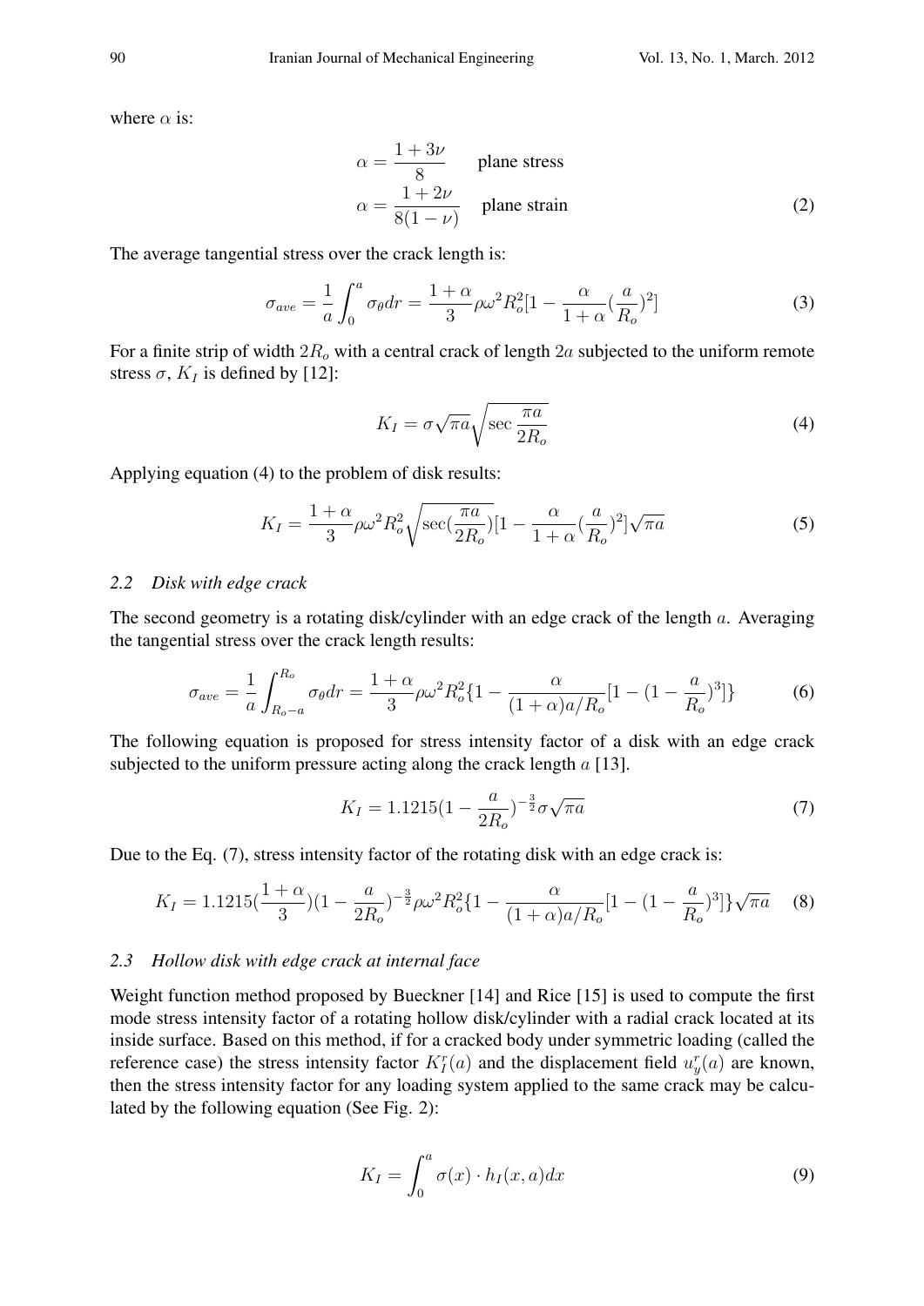where $\alpha$ is:

$$\alpha = \frac{1+3\nu}{8} \quad \text{plane stress}$$
$$\alpha = \frac{1+2\nu}{8(1-\nu)} \quad \text{plane strain} \tag{2}$$

The average tangential stress over the crack length is:

$$\sigma_{ave} = \frac{1}{a}\int_0^a \sigma_\theta dr = \frac{1+\alpha}{3}\rho\omega^2 R_o^2 [1 - \frac{\alpha}{1+\alpha}(\frac{a}{R_o})^2] \tag{3}$$

For a finite strip of width $2R_o$ with a central crack of length $2a$ subjected to the uniform remote stress $\sigma$, $K_I$ is defined by [12]:

$$K_I = \sigma\sqrt{\pi a}\sqrt{\sec\frac{\pi a}{2R_o}} \tag{4}$$

Applying equation (4) to the problem of disk results:

$$K_I = \frac{1+\alpha}{3}\rho\omega^2 R_o^2 \sqrt{\sec(\frac{\pi a}{2R_o})}[1 - \frac{\alpha}{1+\alpha}(\frac{a}{R_o})^2]\sqrt{\pi a} \tag{5}$$

### *2.2 Disk with edge crack*

The second geometry is a rotating disk/cylinder with an edge crack of the length $a$. Averaging the tangential stress over the crack length results:

$$\sigma_{ave} = \frac{1}{a}\int_{R_o - a}^{R_o} \sigma_\theta dr = \frac{1+\alpha}{3}\rho\omega^2 R_o^2 \{1 - \frac{\alpha}{(1+\alpha)a/R_o}[1 - (1 - \frac{a}{R_o})^3]\} \tag{6}$$

The following equation is proposed for stress intensity factor of a disk with an edge crack subjected to the uniform pressure acting along the crack length $a$ [13].

$$K_I = 1.1215(1 - \frac{a}{2R_o})^{-\frac{3}{2}}\sigma\sqrt{\pi a} \tag{7}$$

Due to the Eq. (7), stress intensity factor of the rotating disk with an edge crack is:

$$K_I = 1.1215(\frac{1+\alpha}{3})(1 - \frac{a}{2R_o})^{-\frac{3}{2}}\rho\omega^2 R_o^2 \{1 - \frac{\alpha}{(1+\alpha)a/R_o}[1 - (1 - \frac{a}{R_o})^3]\}\sqrt{\pi a} \tag{8}$$

### *2.3 Hollow disk with edge crack at internal face*

Weight function method proposed by Bueckner [14] and Rice [15] is used to compute the first mode stress intensity factor of a rotating hollow disk/cylinder with a radial crack located at its inside surface. Based on this method, if for a cracked body under symmetric loading (called the reference case) the stress intensity factor $K_I^r(a)$ and the displacement field $u_y^r(a)$ are known, then the stress intensity factor for any loading system applied to the same crack may be calculated by the following equation (See Fig. 2):

$$K_I = \int_0^a \sigma(x) \cdot h_I(x, a) dx \tag{9}$$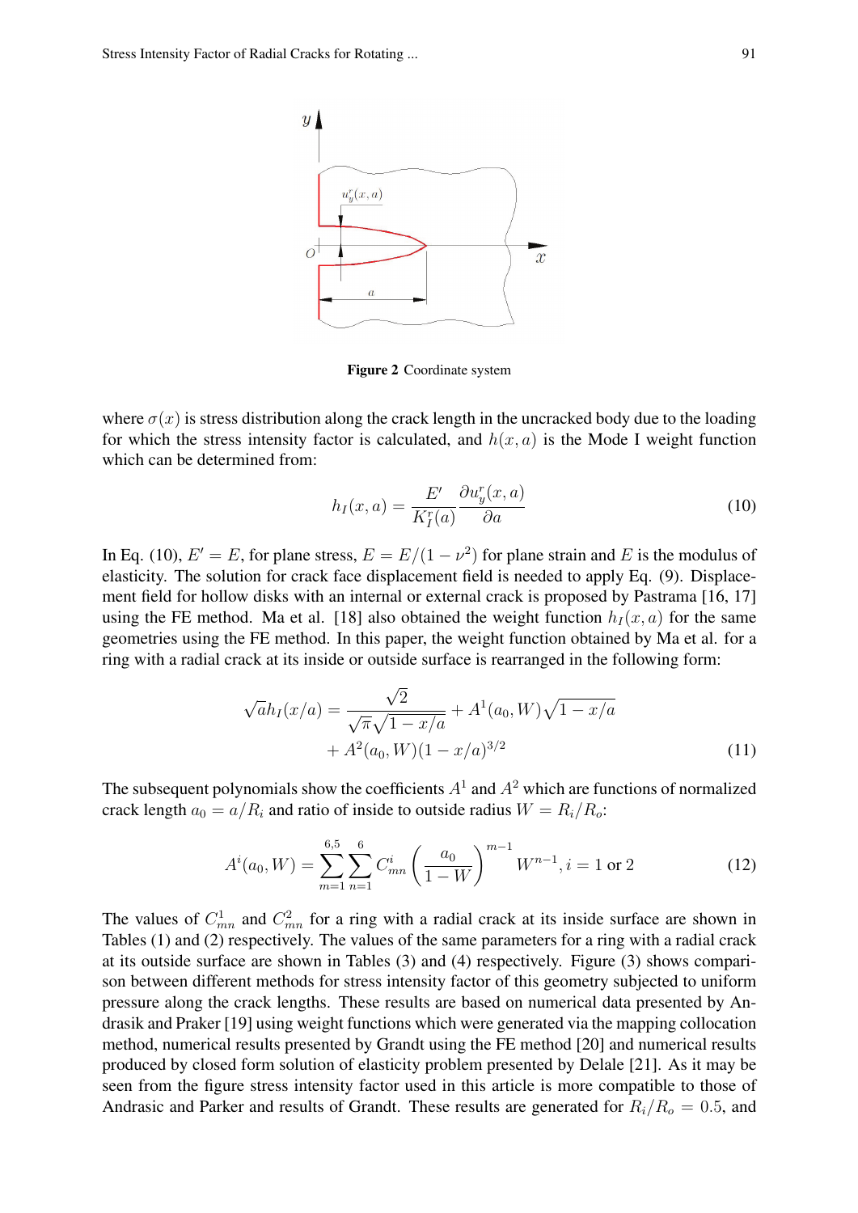Figure 2 Coordinate system

where $\sigma(x)$ is stress distribution along the crack length in the uncracked body due to the loading for which the stress intensity factor is calculated, and $h(x,a)$ is the Mode I weight function which can be determined from:

$$h_I(x,a) = \frac{E'}{K_I^r(a)} \frac{\partial u_y^r(x,a)}{\partial a} \tag{10}$$

In Eq. (10), $E' = E$, for plane stress, $E = E/(1-\nu^2)$ for plane strain and $E$ is the modulus of elasticity. The solution for crack face displacement field is needed to apply Eq. (9). Displacement field for hollow disks with an internal or external crack is proposed by Pastrama [16, 17] using the FE method. Ma et al. [18] also obtained the weight function $h_I(x,a)$ for the same geometries using the FE method. In this paper, the weight function obtained by Ma et al. for a ring with a radial crack at its inside or outside surface is rearranged in the following form:

$$\sqrt{a}h_I(x/a) = \frac{\sqrt{2}}{\sqrt{\pi}\sqrt{1-x/a}} + A^1(a_0,W)\sqrt{1-x/a} + A^2(a_0,W)(1-x/a)^{3/2} \tag{11}$$

The subsequent polynomials show the coefficients $A^1$ and $A^2$ which are functions of normalized crack length $a_0 = a/R_i$ and ratio of inside to outside radius $W = R_i/R_o$:

$$A^i(a_0,W) = \sum_{m=1}^{6,5}\sum_{n=1}^{6} C_{mn}^i \left(\frac{a_0}{1-W}\right)^{m-1} W^{n-1}, i = 1 \text{ or } 2 \tag{12}$$

The values of $C_{mn}^1$ and $C_{mn}^2$ for a ring with a radial crack at its inside surface are shown in Tables (1) and (2) respectively. The values of the same parameters for a ring with a radial crack at its outside surface are shown in Tables (3) and (4) respectively. Figure (3) shows comparison between different methods for stress intensity factor of this geometry subjected to uniform pressure along the crack lengths. These results are based on numerical data presented by Andrasik and Praker [19] using weight functions which were generated via the mapping collocation method, numerical results presented by Grandt using the FE method [20] and numerical results produced by closed form solution of elasticity problem presented by Delale [21]. As it may be seen from the figure stress intensity factor used in this article is more compatible to those of Andrasic and Parker and results of Grandt. These results are generated for $R_i/R_o = 0.5$, and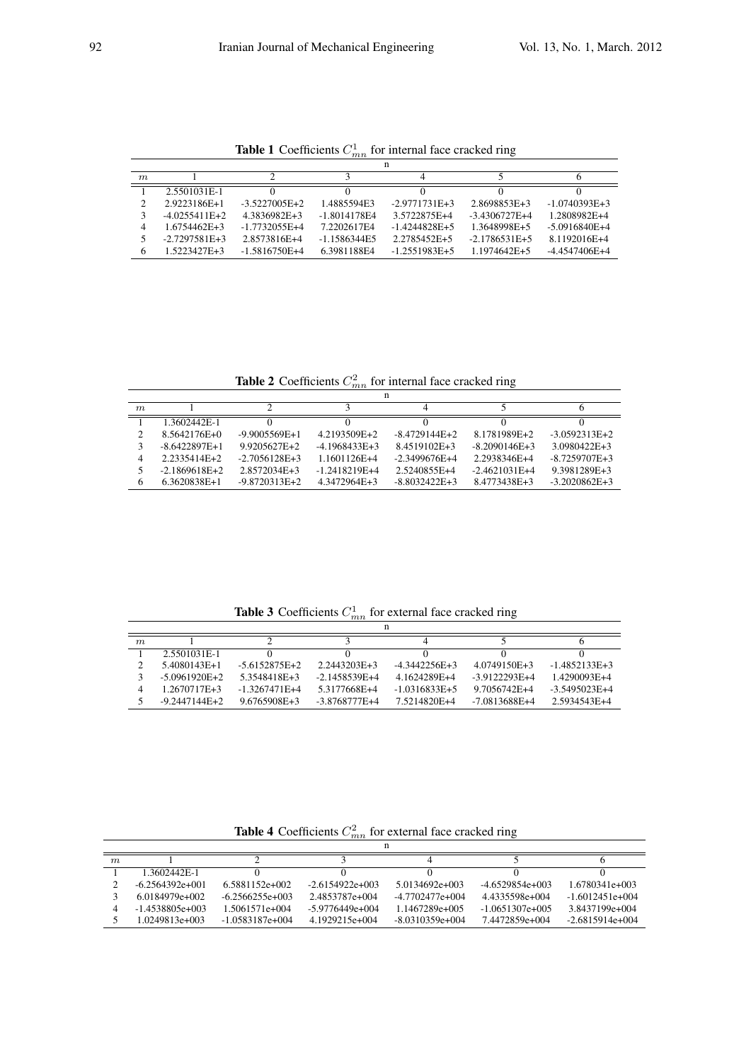**Table 1** Coefficients $C^1_{mn}$ for internal face cracked ring

| | n | | | | | |
|---|---|---|---|---|---|---|
| $m$ | 1 | 2 | 3 | 4 | 5 | 6 |
| 1 | 2.5501031E-1 | 0 | 0 | 0 | 0 | 0 |
| 2 | 2.9223186E+1 | -3.5227005E+2 | 1.4885594E3 | -2.9771731E+3 | 2.8698853E+3 | -1.0740393E+3 |
| 3 | -4.0255411E+2 | 4.3836982E+3 | -1.8014178E4 | 3.5722875E+4 | -3.4306727E+4 | 1.2808982E+4 |
| 4 | 1.6754462E+3 | -1.7732055E+4 | 7.2202617E4 | -1.4244828E+5 | 1.3648998E+5 | -5.0916840E+4 |
| 5 | -2.7297581E+3 | 2.8573816E+4 | -1.1586344E5 | 2.2785452E+5 | -2.1786531E+5 | 8.1192016E+4 |
| 6 | 1.5223427E+3 | -1.5816750E+4 | 6.3981188E4 | -1.2551983E+5 | 1.1974642E+5 | -4.4547406E+4 |

**Table 2** Coefficients $C^2_{mn}$ for internal face cracked ring

| | n | | | | | |
|---|---|---|---|---|---|---|
| $m$ | 1 | 2 | 3 | 4 | 5 | 6 |
| 1 | 1.3602442E-1 | 0 | 0 | 0 | 0 | 0 |
| 2 | 8.5642176E+0 | -9.9005569E+1 | 4.2193509E+2 | -8.4729144E+2 | 8.1781989E+2 | -3.0592313E+2 |
| 3 | -8.6422897E+1 | 9.9205627E+2 | -4.1968433E+3 | 8.4519102E+3 | -8.2090146E+3 | 3.0980422E+3 |
| 4 | 2.2335414E+2 | -2.7056128E+3 | 1.1601126E+4 | -2.3499676E+4 | 2.2938346E+4 | -8.7259707E+3 |
| 5 | -2.1869618E+2 | 2.8572034E+3 | -1.2418219E+4 | 2.5240855E+4 | -2.4621031E+4 | 9.3981289E+3 |
| 6 | 6.3620838E+1 | -9.8720313E+2 | 4.3472964E+3 | -8.8032422E+3 | 8.4773438E+3 | -3.2020862E+3 |

**Table 3** Coefficients $C^1_{mn}$ for external face cracked ring

| | n | | | | | |
|---|---|---|---|---|---|---|
| $m$ | 1 | 2 | 3 | 4 | 5 | 6 |
| 1 | 2.5501031E-1 | 0 | 0 | 0 | 0 | 0 |
| 2 | 5.4080143E+1 | -5.6152875E+2 | 2.2443203E+3 | -4.3442256E+3 | 4.0749150E+3 | -1.4852133E+3 |
| 3 | -5.0961920E+2 | 5.3548418E+3 | -2.1458539E+4 | 4.1624289E+4 | -3.9122293E+4 | 1.4290093E+4 |
| 4 | 1.2670717E+3 | -1.3267471E+4 | 5.3177668E+4 | -1.0316833E+5 | 9.7056742E+4 | -3.5495023E+4 |
| 5 | -9.2447144E+2 | 9.6765908E+3 | -3.8768777E+4 | 7.5214820E+4 | -7.0813688E+4 | 2.5934543E+4 |

**Table 4** Coefficients $C^2_{mn}$ for external face cracked ring

| | n | | | | | |
|---|---|---|---|---|---|---|
| $m$ | 1 | 2 | 3 | 4 | 5 | 6 |
| 1 | 1.3602442E-1 | 0 | 0 | 0 | 0 | 0 |
| 2 | -6.2564392e+001 | 6.5881152e+002 | -2.6154922e+003 | 5.0134692e+003 | -4.6529854e+003 | 1.6780341e+003 |
| 3 | 6.0184979e+002 | -6.2566255e+003 | 2.4853787e+004 | -4.7702477e+004 | 4.4335598e+004 | -1.6012451e+004 |
| 4 | -1.4538805e+003 | 1.5061571e+004 | -5.9776449e+004 | 1.1467289e+005 | -1.0651307e+005 | 3.8437199e+004 |
| 5 | 1.0249813e+003 | -1.0583187e+004 | 4.1929215e+004 | -8.0310359e+004 | 7.4472859e+004 | -2.6815914e+004 |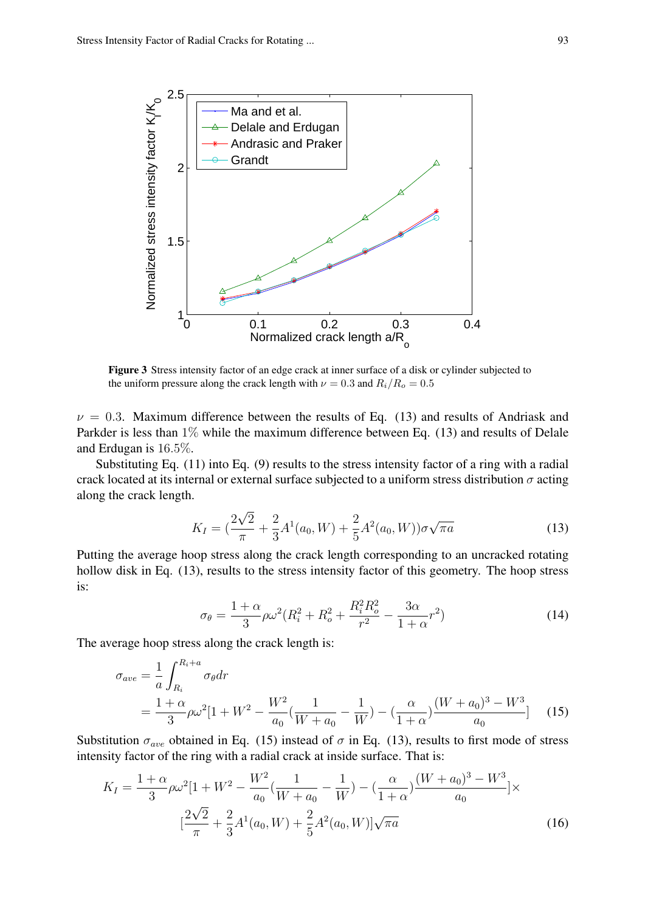**Figure 3** Stress intensity factor of an edge crack at inner surface of a disk or cylinder subjected to the uniform pressure along the crack length with $\nu = 0.3$ and $R_i/R_o = 0.5$

$\nu = 0.3$. Maximum difference between the results of Eq. (13) and results of Andriask and Parkder is less than $1\%$ while the maximum difference between Eq. (13) and results of Delale and Erdugan is $16.5\%$.

Substituting Eq. (11) into Eq. (9) results to the stress intensity factor of a ring with a radial crack located at its internal or external surface subjected to a uniform stress distribution $\sigma$ acting along the crack length.

$$K_I = (\frac{2\sqrt{2}}{\pi} + \frac{2}{3}A^1(a_0, W) + \frac{2}{5}A^2(a_0, W))\sigma\sqrt{\pi a} \tag{13}$$

Putting the average hoop stress along the crack length corresponding to an uncracked rotating hollow disk in Eq. (13), results to the stress intensity factor of this geometry. The hoop stress is:

$$\sigma_\theta = \frac{1+\alpha}{3}\rho\omega^2(R_i^2 + R_o^2 + \frac{R_i^2 R_o^2}{r^2} - \frac{3\alpha}{1+\alpha}r^2) \tag{14}$$

The average hoop stress along the crack length is:

$$\begin{aligned}
\sigma_{ave} &= \frac{1}{a}\int_{R_i}^{R_i+a} \sigma_\theta dr \\
&= \frac{1+\alpha}{3}\rho\omega^2[1 + W^2 - \frac{W^2}{a_0}(\frac{1}{W+a_0} - \frac{1}{W}) - (\frac{\alpha}{1+\alpha})\frac{(W+a_0)^3 - W^3}{a_0}]
\end{aligned} \tag{15}$$

Substitution $\sigma_{ave}$ obtained in Eq. (15) instead of $\sigma$ in Eq. (13), results to first mode of stress intensity factor of the ring with a radial crack at inside surface. That is:

$$\begin{aligned}
K_I = \frac{1+\alpha}{3}\rho\omega^2[1 + W^2 - \frac{W^2}{a_0}(\frac{1}{W+a_0} - \frac{1}{W}) - (\frac{\alpha}{1+\alpha})\frac{(W+a_0)^3 - W^3}{a_0}]\times \\
[\frac{2\sqrt{2}}{\pi} + \frac{2}{3}A^1(a_0, W) + \frac{2}{5}A^2(a_0, W)]\sqrt{\pi a}
\end{aligned} \tag{16}$$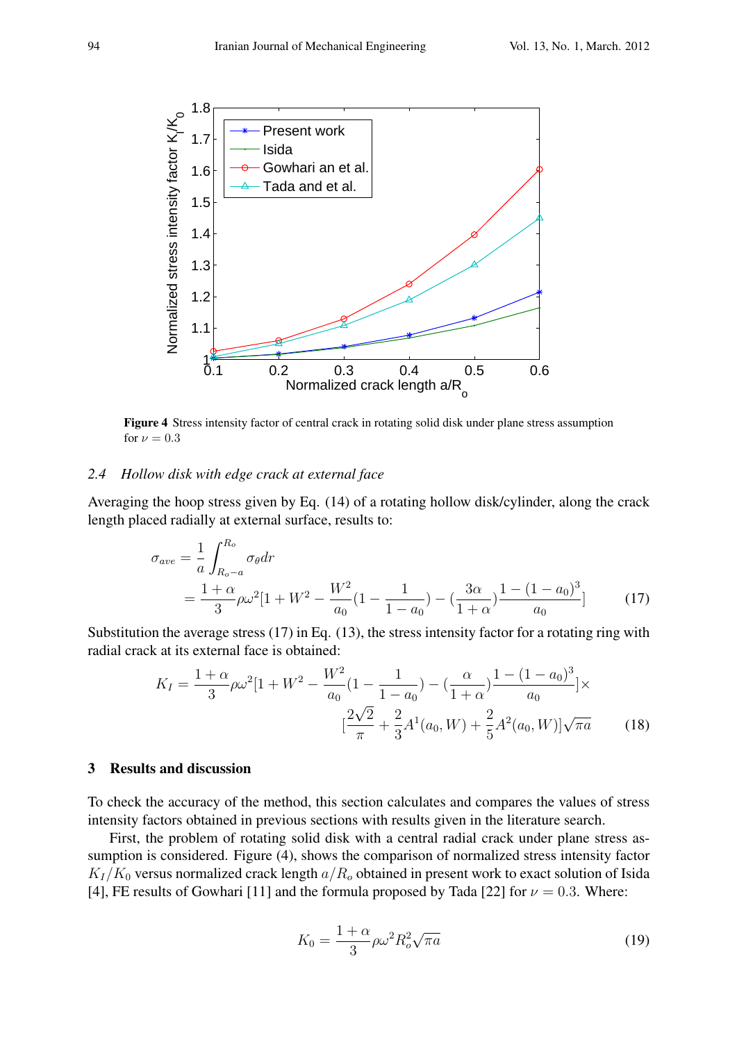Figure 4 Stress intensity factor of central crack in rotating solid disk under plane stress assumption for $\nu = 0.3$

### 2.4 Hollow disk with edge crack at external face

Averaging the hoop stress given by Eq. (14) of a rotating hollow disk/cylinder, along the crack length placed radially at external surface, results to:

$$\sigma_{ave} = \frac{1}{a}\int_{R_o-a}^{R_o} \sigma_\theta dr$$
$$= \frac{1+\alpha}{3}\rho\omega^2[1+W^2 - \frac{W^2}{a_0}(1-\frac{1}{1-a_0}) - (\frac{3\alpha}{1+\alpha})\frac{1-(1-a_0)^3}{a_0}] \tag{17}$$

Substitution the average stress (17) in Eq. (13), the stress intensity factor for a rotating ring with radial crack at its external face is obtained:

$$K_I = \frac{1+\alpha}{3}\rho\omega^2[1+W^2 - \frac{W^2}{a_0}(1-\frac{1}{1-a_0}) - (\frac{\alpha}{1+\alpha})\frac{1-(1-a_0)^3}{a_0}]\times$$
$$[\frac{2\sqrt{2}}{\pi} + \frac{2}{3}A^1(a_0, W) + \frac{2}{5}A^2(a_0, W)]\sqrt{\pi a} \tag{18}$$

## 3 Results and discussion

To check the accuracy of the method, this section calculates and compares the values of stress intensity factors obtained in previous sections with results given in the literature search.

First, the problem of rotating solid disk with a central radial crack under plane stress assumption is considered. Figure (4), shows the comparison of normalized stress intensity factor $K_I/K_0$ versus normalized crack length $a/R_o$ obtained in present work to exact solution of Isida [4], FE results of Gowhari [11] and the formula proposed by Tada [22] for $\nu = 0.3$. Where:

$$K_0 = \frac{1+\alpha}{3}\rho\omega^2 R_o^2\sqrt{\pi a} \tag{19}$$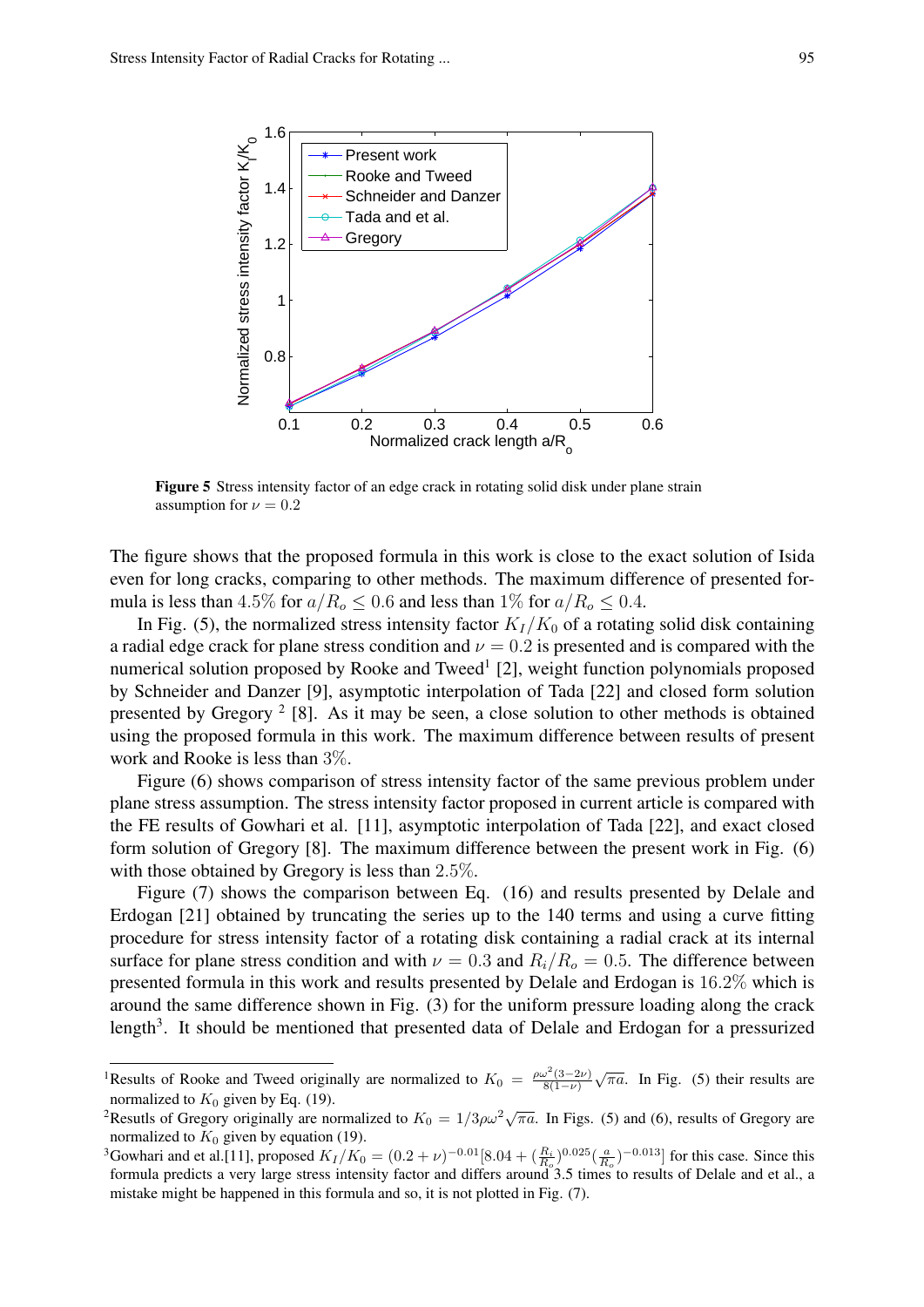**Figure 5** Stress intensity factor of an edge crack in rotating solid disk under plane strain assumption for $\nu = 0.2$

The figure shows that the proposed formula in this work is close to the exact solution of Isida even for long cracks, comparing to other methods. The maximum difference of presented formula is less than $4.5\%$ for $a/R_o \leq 0.6$ and less than $1\%$ for $a/R_o \leq 0.4$.

In Fig. (5), the normalized stress intensity factor $K_I/K_0$ of a rotating solid disk containing a radial edge crack for plane stress condition and $\nu = 0.2$ is presented and is compared with the numerical solution proposed by Rooke and Tweed[1] [2], weight function polynomials proposed by Schneider and Danzer [9], asymptotic interpolation of Tada [22] and closed form solution presented by Gregory [2] [8]. As it may be seen, a close solution to other methods is obtained using the proposed formula in this work. The maximum difference between results of present work and Rooke is less than $3\%$.

Figure (6) shows comparison of stress intensity factor of the same previous problem under plane stress assumption. The stress intensity factor proposed in current article is compared with the FE results of Gowhari et al. [11], asymptotic interpolation of Tada [22], and exact closed form solution of Gregory [8]. The maximum difference between the present work in Fig. (6) with those obtained by Gregory is less than $2.5\%$.

Figure (7) shows the comparison between Eq. (16) and results presented by Delale and Erdogan [21] obtained by truncating the series up to the 140 terms and using a curve fitting procedure for stress intensity factor of a rotating disk containing a radial crack at its internal surface for plane stress condition and with $\nu = 0.3$ and $R_i/R_o = 0.5$. The difference between presented formula in this work and results presented by Delale and Erdogan is $16.2\%$ which is around the same difference shown in Fig. (3) for the uniform pressure loading along the crack length[3]. It should be mentioned that presented data of Delale and Erdogan for a pressurized

---

[1] Results of Rooke and Tweed originally are normalized to $K_0 = \frac{\rho\omega^2(3-2\nu)}{8(1-\nu)}\sqrt{\pi a}$. In Fig. (5) their results are normalized to $K_0$ given by Eq. (19).

[2] Resutls of Gregory originally are normalized to $K_0 = 1/3\rho\omega^2\sqrt{\pi a}$. In Figs. (5) and (6), results of Gregory are normalized to $K_0$ given by equation (19).

[3] Gowhari and et al.[11], proposed $K_I/K_0 = (0.2+\nu)^{-0.01}[8.04 + (\frac{R_i}{R_o})^{0.025}(\frac{a}{R_o})^{-0.013}]$ for this case. Since this formula predicts a very large stress intensity factor and differs around 3.5 times to results of Delale and et al., a mistake might be happened in this formula and so, it is not plotted in Fig. (7).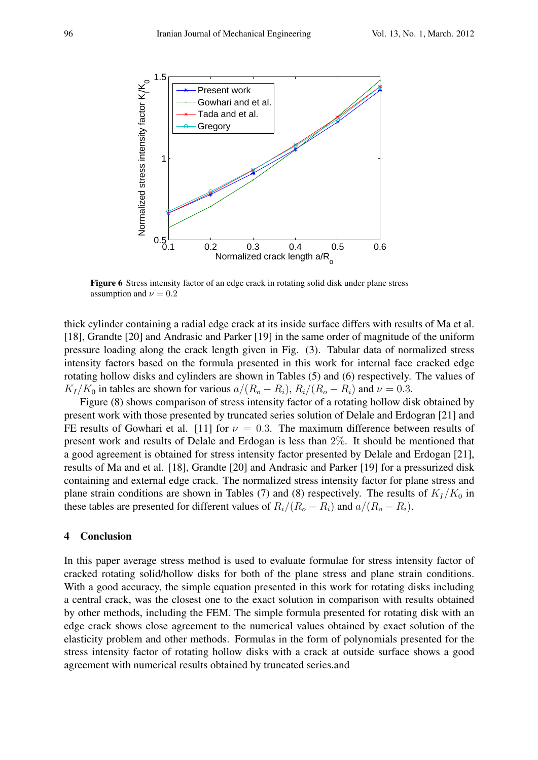**Figure 6** Stress intensity factor of an edge crack in rotating solid disk under plane stress assumption and $\nu = 0.2$

thick cylinder containing a radial edge crack at its inside surface differs with results of Ma et al. [18], Grandte [20] and Andrasic and Parker [19] in the same order of magnitude of the uniform pressure loading along the crack length given in Fig. (3). Tabular data of normalized stress intensity factors based on the formula presented in this work for internal face cracked edge rotating hollow disks and cylinders are shown in Tables (5) and (6) respectively. The values of $K_I/K_0$ in tables are shown for various $a/(R_o - R_i)$, $R_i/(R_o - R_i)$ and $\nu = 0.3$.

Figure (8) shows comparison of stress intensity factor of a rotating hollow disk obtained by present work with those presented by truncated series solution of Delale and Erdogran [21] and FE results of Gowhari et al. [11] for $\nu = 0.3$. The maximum difference between results of present work and results of Delale and Erdogan is less than $2\%$. It should be mentioned that a good agreement is obtained for stress intensity factor presented by Delale and Erdogan [21], results of Ma and et al. [18], Grandte [20] and Andrasic and Parker [19] for a pressurized disk containing and external edge crack. The normalized stress intensity factor for plane stress and plane strain conditions are shown in Tables (7) and (8) respectively. The results of $K_I/K_0$ in these tables are presented for different values of $R_i/(R_o - R_i)$ and $a/(R_o - R_i)$.

## 4 Conclusion

In this paper average stress method is used to evaluate formulae for stress intensity factor of cracked rotating solid/hollow disks for both of the plane stress and plane strain conditions. With a good accuracy, the simple equation presented in this work for rotating disks including a central crack, was the closest one to the exact solution in comparison with results obtained by other methods, including the FEM. The simple formula presented for rotating disk with an edge crack shows close agreement to the numerical values obtained by exact solution of the elasticity problem and other methods. Formulas in the form of polynomials presented for the stress intensity factor of rotating hollow disks with a crack at outside surface shows a good agreement with numerical results obtained by truncated series.and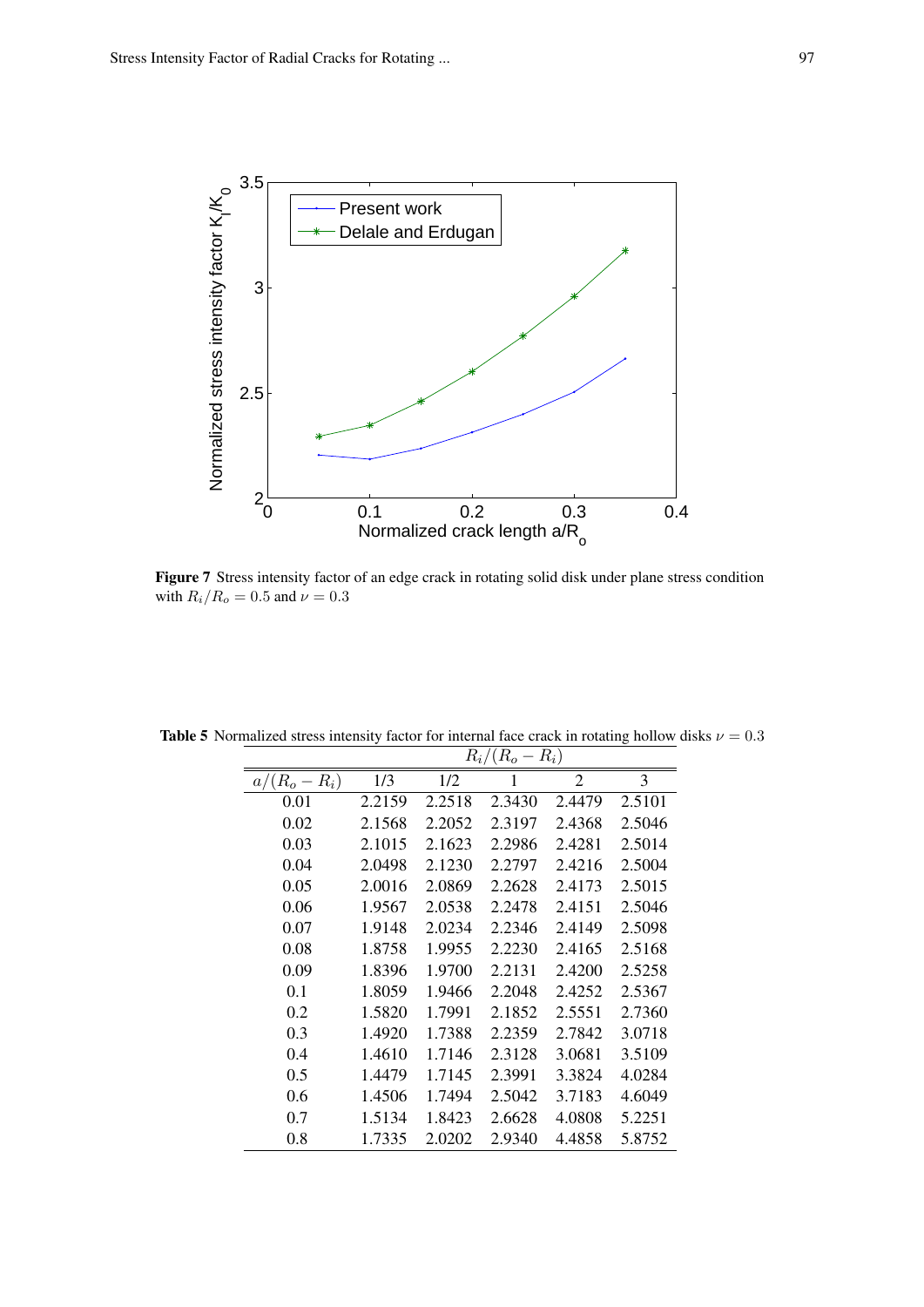**Figure 7** Stress intensity factor of an edge crack in rotating solid disk under plane stress condition with $R_i/R_o = 0.5$ and $\nu = 0.3$

**Table 5** Normalized stress intensity factor for internal face crack in rotating hollow disks $\nu = 0.3$

| | $R_i/(R_o - R_i)$ | | | | |
|---|---|---|---|---|---|
| $a/(R_o - R_i)$ | 1/3 | 1/2 | 1 | 2 | 3 |
| 0.01 | 2.2159 | 2.2518 | 2.3430 | 2.4479 | 2.5101 |
| 0.02 | 2.1568 | 2.2052 | 2.3197 | 2.4368 | 2.5046 |
| 0.03 | 2.1015 | 2.1623 | 2.2986 | 2.4281 | 2.5014 |
| 0.04 | 2.0498 | 2.1230 | 2.2797 | 2.4216 | 2.5004 |
| 0.05 | 2.0016 | 2.0869 | 2.2628 | 2.4173 | 2.5015 |
| 0.06 | 1.9567 | 2.0538 | 2.2478 | 2.4151 | 2.5046 |
| 0.07 | 1.9148 | 2.0234 | 2.2346 | 2.4149 | 2.5098 |
| 0.08 | 1.8758 | 1.9955 | 2.2230 | 2.4165 | 2.5168 |
| 0.09 | 1.8396 | 1.9700 | 2.2131 | 2.4200 | 2.5258 |
| 0.1 | 1.8059 | 1.9466 | 2.2048 | 2.4252 | 2.5367 |
| 0.2 | 1.5820 | 1.7991 | 2.1852 | 2.5551 | 2.7360 |
| 0.3 | 1.4920 | 1.7388 | 2.2359 | 2.7842 | 3.0718 |
| 0.4 | 1.4610 | 1.7146 | 2.3128 | 3.0681 | 3.5109 |
| 0.5 | 1.4479 | 1.7145 | 2.3991 | 3.3824 | 4.0284 |
| 0.6 | 1.4506 | 1.7494 | 2.5042 | 3.7183 | 4.6049 |
| 0.7 | 1.5134 | 1.8423 | 2.6628 | 4.0808 | 5.2251 |
| 0.8 | 1.7335 | 2.0202 | 2.9340 | 4.4858 | 5.8752 |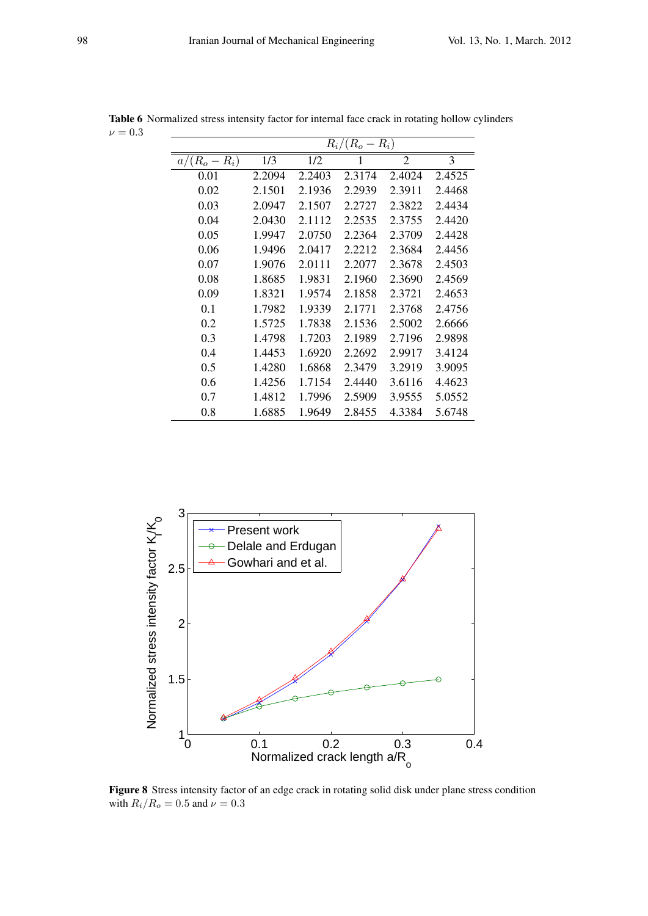**Table 6** Normalized stress intensity factor for internal face crack in rotating hollow cylinders $\nu = 0.3$

| | $R_i/(R_o - R_i)$ | | | | |
|---|---|---|---|---|---|
| $a/(R_o - R_i)$ | 1/3 | 1/2 | 1 | 2 | 3 |
| 0.01 | 2.2094 | 2.2403 | 2.3174 | 2.4024 | 2.4525 |
| 0.02 | 2.1501 | 2.1936 | 2.2939 | 2.3911 | 2.4468 |
| 0.03 | 2.0947 | 2.1507 | 2.2727 | 2.3822 | 2.4434 |
| 0.04 | 2.0430 | 2.1112 | 2.2535 | 2.3755 | 2.4420 |
| 0.05 | 1.9947 | 2.0750 | 2.2364 | 2.3709 | 2.4428 |
| 0.06 | 1.9496 | 2.0417 | 2.2212 | 2.3684 | 2.4456 |
| 0.07 | 1.9076 | 2.0111 | 2.2077 | 2.3678 | 2.4503 |
| 0.08 | 1.8685 | 1.9831 | 2.1960 | 2.3690 | 2.4569 |
| 0.09 | 1.8321 | 1.9574 | 2.1858 | 2.3721 | 2.4653 |
| 0.1 | 1.7982 | 1.9339 | 2.1771 | 2.3768 | 2.4756 |
| 0.2 | 1.5725 | 1.7838 | 2.1536 | 2.5002 | 2.6666 |
| 0.3 | 1.4798 | 1.7203 | 2.1989 | 2.7196 | 2.9898 |
| 0.4 | 1.4453 | 1.6920 | 2.2692 | 2.9917 | 3.4124 |
| 0.5 | 1.4280 | 1.6868 | 2.3479 | 3.2919 | 3.9095 |
| 0.6 | 1.4256 | 1.7154 | 2.4440 | 3.6116 | 4.4623 |
| 0.7 | 1.4812 | 1.7996 | 2.5909 | 3.9555 | 5.0552 |
| 0.8 | 1.6885 | 1.9649 | 2.8455 | 4.3384 | 5.6748 |

**Figure 8** Stress intensity factor of an edge crack in rotating solid disk under plane stress condition with $R_i/R_o = 0.5$ and $\nu = 0.3$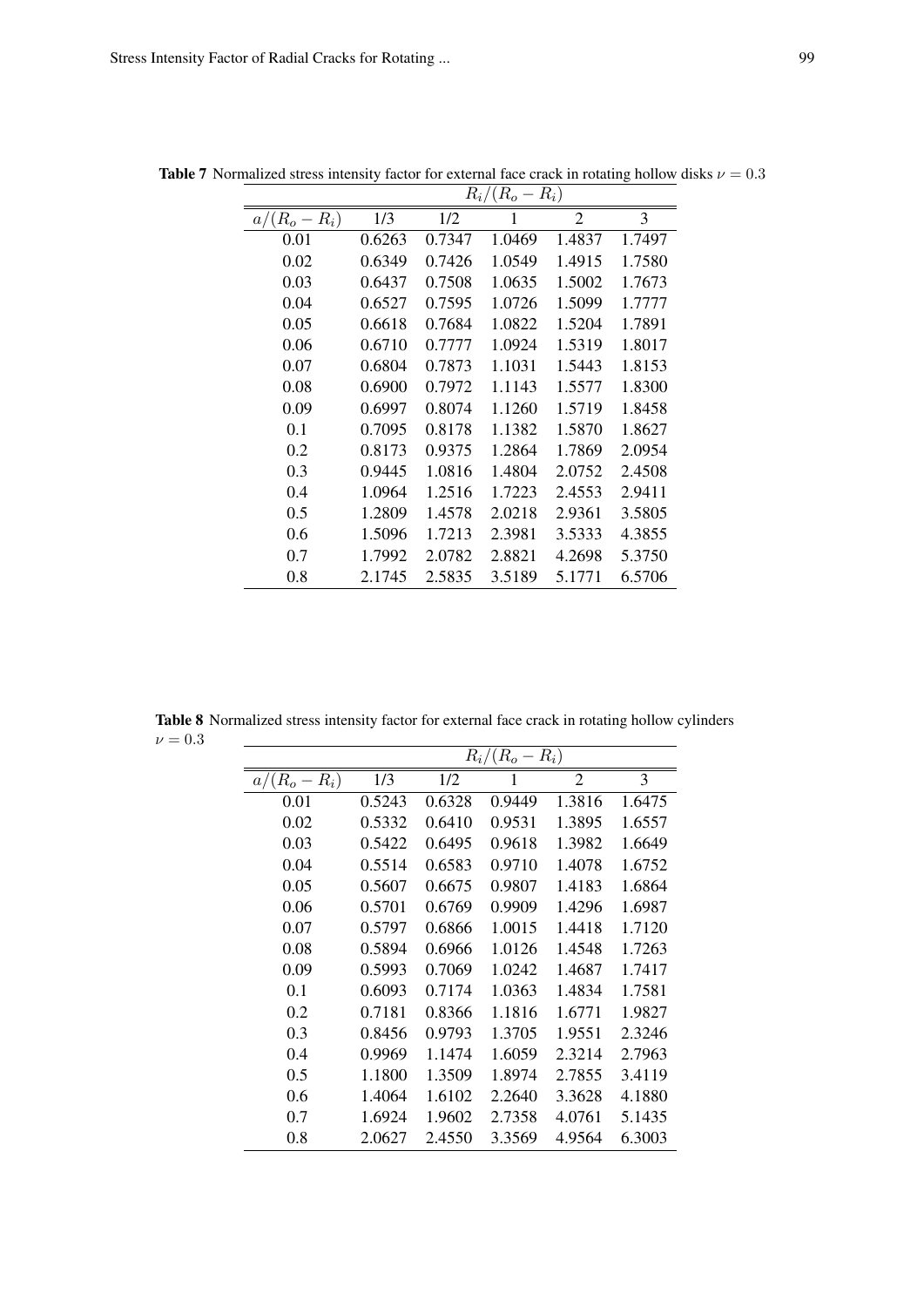**Table 7** Normalized stress intensity factor for external face crack in rotating hollow disks $\nu = 0.3$

| | $R_i/(R_o - R_i)$ | | | | |
|---|---|---|---|---|---|
| $a/(R_o - R_i)$ | 1/3 | 1/2 | 1 | 2 | 3 |
| 0.01 | 0.6263 | 0.7347 | 1.0469 | 1.4837 | 1.7497 |
| 0.02 | 0.6349 | 0.7426 | 1.0549 | 1.4915 | 1.7580 |
| 0.03 | 0.6437 | 0.7508 | 1.0635 | 1.5002 | 1.7673 |
| 0.04 | 0.6527 | 0.7595 | 1.0726 | 1.5099 | 1.7777 |
| 0.05 | 0.6618 | 0.7684 | 1.0822 | 1.5204 | 1.7891 |
| 0.06 | 0.6710 | 0.7777 | 1.0924 | 1.5319 | 1.8017 |
| 0.07 | 0.6804 | 0.7873 | 1.1031 | 1.5443 | 1.8153 |
| 0.08 | 0.6900 | 0.7972 | 1.1143 | 1.5577 | 1.8300 |
| 0.09 | 0.6997 | 0.8074 | 1.1260 | 1.5719 | 1.8458 |
| 0.1 | 0.7095 | 0.8178 | 1.1382 | 1.5870 | 1.8627 |
| 0.2 | 0.8173 | 0.9375 | 1.2864 | 1.7869 | 2.0954 |
| 0.3 | 0.9445 | 1.0816 | 1.4804 | 2.0752 | 2.4508 |
| 0.4 | 1.0964 | 1.2516 | 1.7223 | 2.4553 | 2.9411 |
| 0.5 | 1.2809 | 1.4578 | 2.0218 | 2.9361 | 3.5805 |
| 0.6 | 1.5096 | 1.7213 | 2.3981 | 3.5333 | 4.3855 |
| 0.7 | 1.7992 | 2.0782 | 2.8821 | 4.2698 | 5.3750 |
| 0.8 | 2.1745 | 2.5835 | 3.5189 | 5.1771 | 6.5706 |

**Table 8** Normalized stress intensity factor for external face crack in rotating hollow cylinders $\nu = 0.3$

| | $R_i/(R_o - R_i)$ | | | | |
|---|---|---|---|---|---|
| $a/(R_o - R_i)$ | 1/3 | 1/2 | 1 | 2 | 3 |
| 0.01 | 0.5243 | 0.6328 | 0.9449 | 1.3816 | 1.6475 |
| 0.02 | 0.5332 | 0.6410 | 0.9531 | 1.3895 | 1.6557 |
| 0.03 | 0.5422 | 0.6495 | 0.9618 | 1.3982 | 1.6649 |
| 0.04 | 0.5514 | 0.6583 | 0.9710 | 1.4078 | 1.6752 |
| 0.05 | 0.5607 | 0.6675 | 0.9807 | 1.4183 | 1.6864 |
| 0.06 | 0.5701 | 0.6769 | 0.9909 | 1.4296 | 1.6987 |
| 0.07 | 0.5797 | 0.6866 | 1.0015 | 1.4418 | 1.7120 |
| 0.08 | 0.5894 | 0.6966 | 1.0126 | 1.4548 | 1.7263 |
| 0.09 | 0.5993 | 0.7069 | 1.0242 | 1.4687 | 1.7417 |
| 0.1 | 0.6093 | 0.7174 | 1.0363 | 1.4834 | 1.7581 |
| 0.2 | 0.7181 | 0.8366 | 1.1816 | 1.6771 | 1.9827 |
| 0.3 | 0.8456 | 0.9793 | 1.3705 | 1.9551 | 2.3246 |
| 0.4 | 0.9969 | 1.1474 | 1.6059 | 2.3214 | 2.7963 |
| 0.5 | 1.1800 | 1.3509 | 1.8974 | 2.7855 | 3.4119 |
| 0.6 | 1.4064 | 1.6102 | 2.2640 | 3.3628 | 4.1880 |
| 0.7 | 1.6924 | 1.9602 | 2.7358 | 4.0761 | 5.1435 |
| 0.8 | 2.0627 | 2.4550 | 3.3569 | 4.9564 | 6.3003 |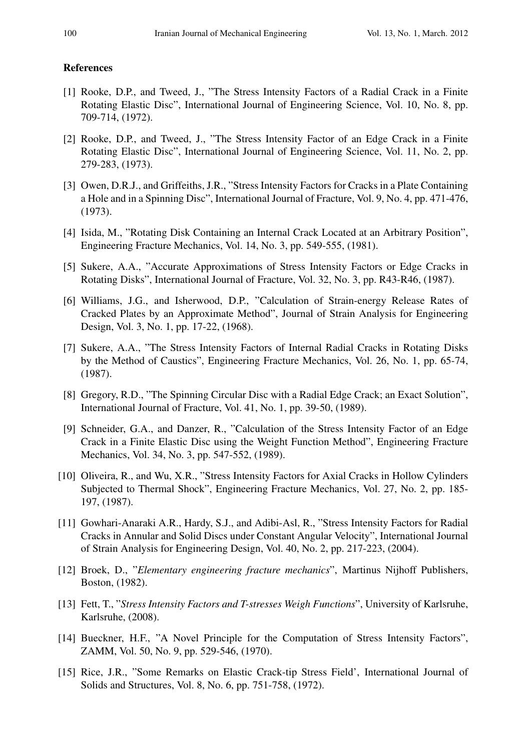**References**

[1] Rooke, D.P., and Tweed, J., "The Stress Intensity Factors of a Radial Crack in a Finite Rotating Elastic Disc", International Journal of Engineering Science, Vol. 10, No. 8, pp. 709-714, (1972).

[2] Rooke, D.P., and Tweed, J., "The Stress Intensity Factor of an Edge Crack in a Finite Rotating Elastic Disc", International Journal of Engineering Science, Vol. 11, No. 2, pp. 279-283, (1973).

[3] Owen, D.R.J., and Griffeiths, J.R., "Stress Intensity Factors for Cracks in a Plate Containing a Hole and in a Spinning Disc", International Journal of Fracture, Vol. 9, No. 4, pp. 471-476, (1973).

[4] Isida, M., "Rotating Disk Containing an Internal Crack Located at an Arbitrary Position", Engineering Fracture Mechanics, Vol. 14, No. 3, pp. 549-555, (1981).

[5] Sukere, A.A., "Accurate Approximations of Stress Intensity Factors or Edge Cracks in Rotating Disks", International Journal of Fracture, Vol. 32, No. 3, pp. R43-R46, (1987).

[6] Williams, J.G., and Isherwood, D.P., "Calculation of Strain-energy Release Rates of Cracked Plates by an Approximate Method", Journal of Strain Analysis for Engineering Design, Vol. 3, No. 1, pp. 17-22, (1968).

[7] Sukere, A.A., "The Stress Intensity Factors of Internal Radial Cracks in Rotating Disks by the Method of Caustics", Engineering Fracture Mechanics, Vol. 26, No. 1, pp. 65-74, (1987).

[8] Gregory, R.D., "The Spinning Circular Disc with a Radial Edge Crack; an Exact Solution", International Journal of Fracture, Vol. 41, No. 1, pp. 39-50, (1989).

[9] Schneider, G.A., and Danzer, R., "Calculation of the Stress Intensity Factor of an Edge Crack in a Finite Elastic Disc using the Weight Function Method", Engineering Fracture Mechanics, Vol. 34, No. 3, pp. 547-552, (1989).

[10] Oliveira, R., and Wu, X.R., "Stress Intensity Factors for Axial Cracks in Hollow Cylinders Subjected to Thermal Shock", Engineering Fracture Mechanics, Vol. 27, No. 2, pp. 185-197, (1987).

[11] Gowhari-Anaraki A.R., Hardy, S.J., and Adibi-Asl, R., "Stress Intensity Factors for Radial Cracks in Annular and Solid Discs under Constant Angular Velocity", International Journal of Strain Analysis for Engineering Design, Vol. 40, No. 2, pp. 217-223, (2004).

[12] Broek, D., "*Elementary engineering fracture mechanics*", Martinus Nijhoff Publishers, Boston, (1982).

[13] Fett, T., "*Stress Intensity Factors and T-stresses Weigh Functions*", University of Karlsruhe, Karlsruhe, (2008).

[14] Bueckner, H.F., "A Novel Principle for the Computation of Stress Intensity Factors", ZAMM, Vol. 50, No. 9, pp. 529-546, (1970).

[15] Rice, J.R., "Some Remarks on Elastic Crack-tip Stress Field', International Journal of Solids and Structures, Vol. 8, No. 6, pp. 751-758, (1972).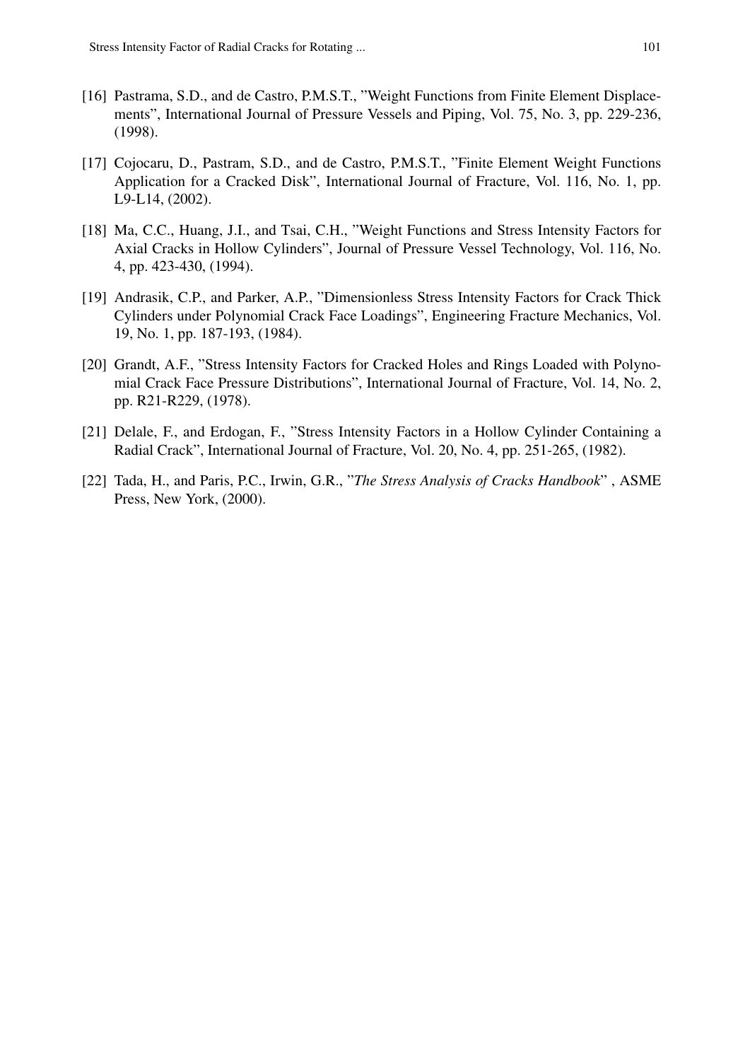[16] Pastrama, S.D., and de Castro, P.M.S.T., "Weight Functions from Finite Element Displacements", International Journal of Pressure Vessels and Piping, Vol. 75, No. 3, pp. 229-236, (1998).

[17] Cojocaru, D., Pastram, S.D., and de Castro, P.M.S.T., "Finite Element Weight Functions Application for a Cracked Disk", International Journal of Fracture, Vol. 116, No. 1, pp. L9-L14, (2002).

[18] Ma, C.C., Huang, J.I., and Tsai, C.H., "Weight Functions and Stress Intensity Factors for Axial Cracks in Hollow Cylinders", Journal of Pressure Vessel Technology, Vol. 116, No. 4, pp. 423-430, (1994).

[19] Andrasik, C.P., and Parker, A.P., "Dimensionless Stress Intensity Factors for Crack Thick Cylinders under Polynomial Crack Face Loadings", Engineering Fracture Mechanics, Vol. 19, No. 1, pp. 187-193, (1984).

[20] Grandt, A.F., "Stress Intensity Factors for Cracked Holes and Rings Loaded with Polynomial Crack Face Pressure Distributions", International Journal of Fracture, Vol. 14, No. 2, pp. R21-R229, (1978).

[21] Delale, F., and Erdogan, F., "Stress Intensity Factors in a Hollow Cylinder Containing a Radial Crack", International Journal of Fracture, Vol. 20, No. 4, pp. 251-265, (1982).

[22] Tada, H., and Paris, P.C., Irwin, G.R., "*The Stress Analysis of Cracks Handbook*" , ASME Press, New York, (2000).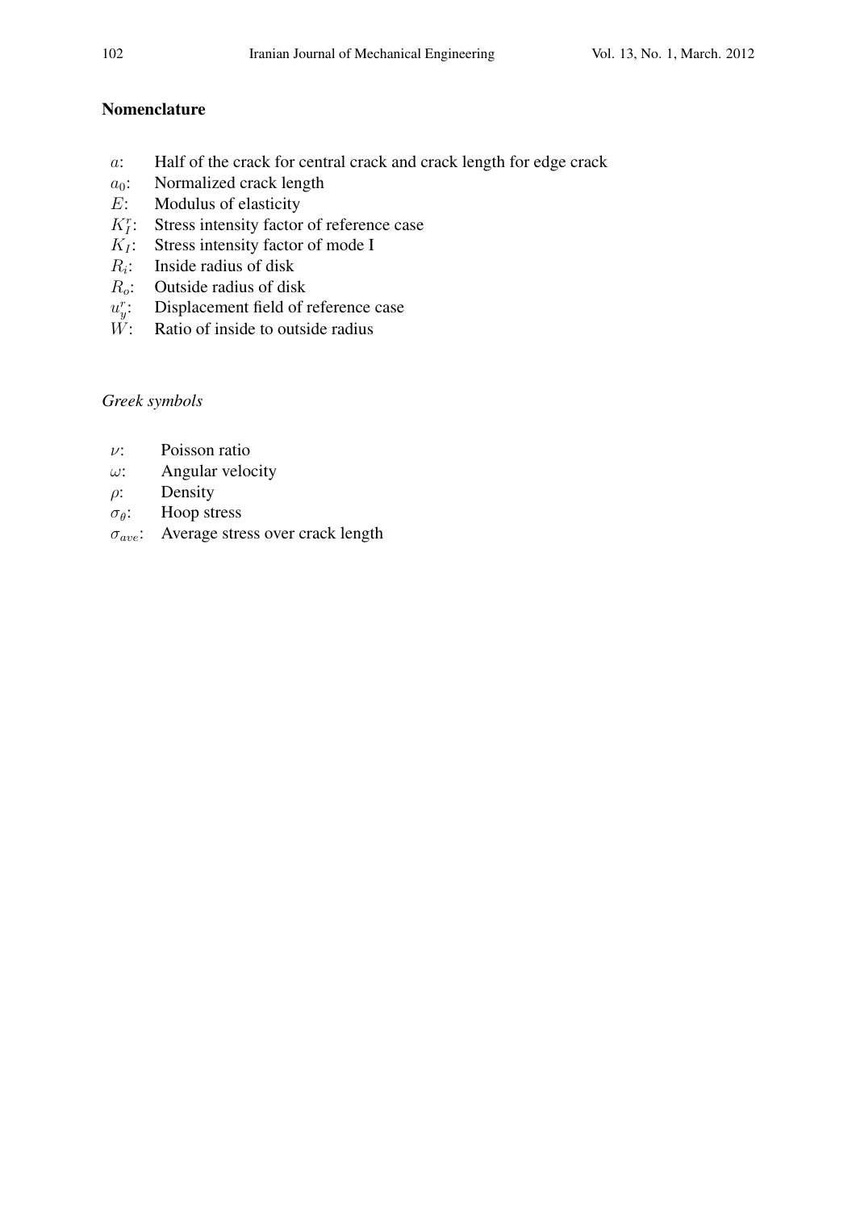## Nomenclature

| | |
|---|---|
| $a$: | Half of the crack for central crack and crack length for edge crack |
| $a_0$: | Normalized crack length |
| $E$: | Modulus of elasticity |
| $K_I^r$: | Stress intensity factor of reference case |
| $K_I$: | Stress intensity factor of mode I |
| $R_i$: | Inside radius of disk |
| $R_o$: | Outside radius of disk |
| $u_y^r$: | Displacement field of reference case |
| $W$: | Ratio of inside to outside radius |

*Greek symbols*

| | |
|---|---|
| $\nu$: | Poisson ratio |
| $\omega$: | Angular velocity |
| $\rho$: | Density |
| $\sigma_\theta$: | Hoop stress |
| $\sigma_{ave}$: | Average stress over crack length |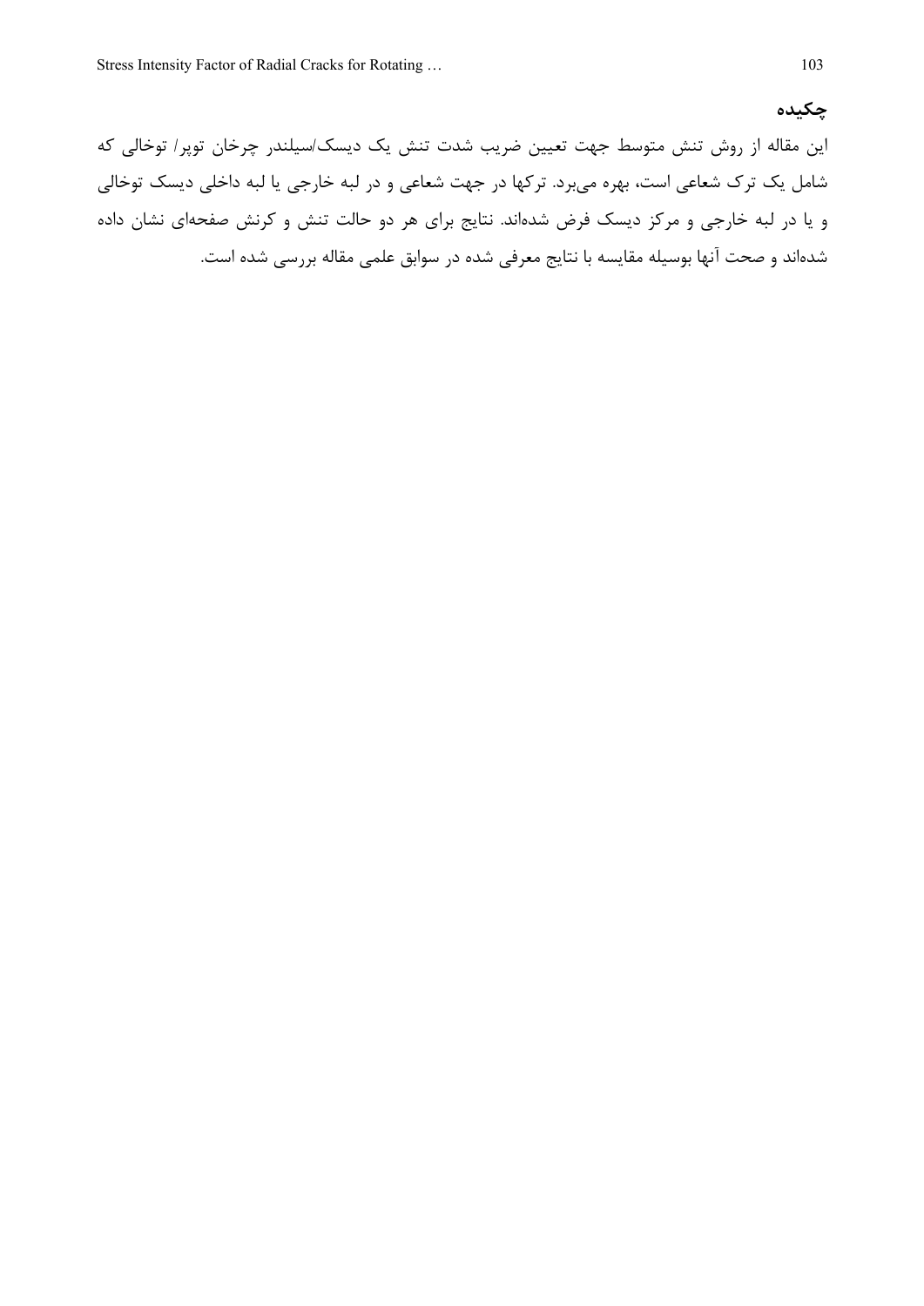## چکیده

این مقاله از روش تنش متوسط جهت تعیین ضریب شدت تنش یک دیسک/سیلندر چرخان توپر/ توخالی که شامل یک ترک شعاعی است، بهره می‌برد. ترکها در جهت شعاعی و در لبه خارجی یا لبه داخلی دیسک توخالی و یا در لبه خارجی و مرکز دیسک فرض شده‌اند. نتایج برای هر دو حالت تنش و کرنش صفحه‌ای نشان داده شده‌اند و صحت آنها بوسیله مقایسه با نتایج معرفی شده در سوابق علمی مقاله بررسی شده است.